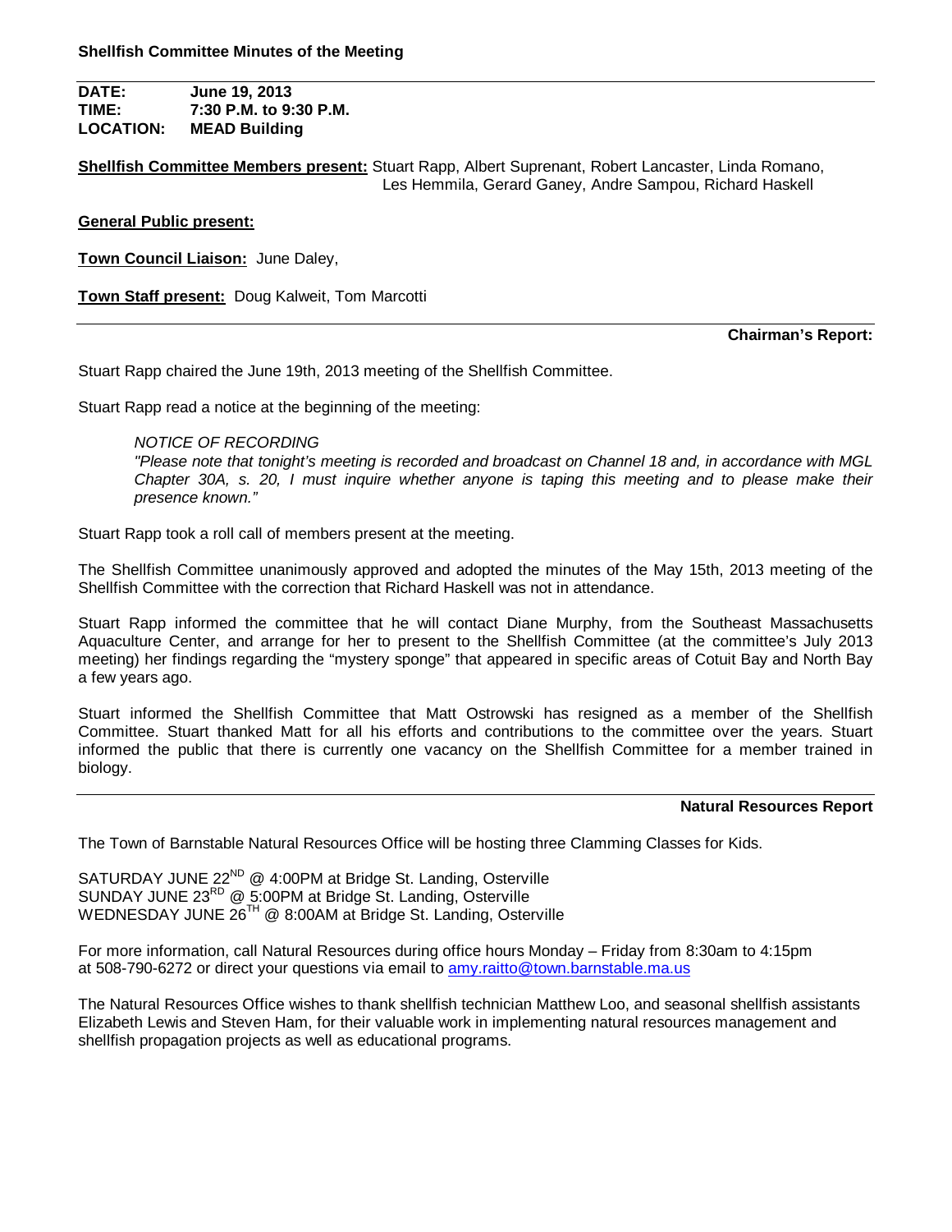**Shellfish Committee Minutes of the Meeting**

**DATE:** June 19, 2013
**TIME:** 7:30 P.M. to 9:30 P.M.
**LOCATION:** MEAD Building

**Shellfish Committee Members present:** Stuart Rapp, Albert Suprenant, Robert Lancaster, Linda Romano, Les Hemmila, Gerard Ganey, Andre Sampou, Richard Haskell

**General Public present:**

**Town Council Liaison:** June Daley,

**Town Staff present:** Doug Kalweit, Tom Marcotti

---

**Chairman's Report:**

Stuart Rapp chaired the June 19th, 2013 meeting of the Shellfish Committee.

Stuart Rapp read a notice at the beginning of the meeting:

> *NOTICE OF RECORDING*
> *"Please note that tonight's meeting is recorded and broadcast on Channel 18 and, in accordance with MGL Chapter 30A, s. 20, I must inquire whether anyone is taping this meeting and to please make their presence known."*

Stuart Rapp took a roll call of members present at the meeting.

The Shellfish Committee unanimously approved and adopted the minutes of the May 15th, 2013 meeting of the Shellfish Committee with the correction that Richard Haskell was not in attendance.

Stuart Rapp informed the committee that he will contact Diane Murphy, from the Southeast Massachusetts Aquaculture Center, and arrange for her to present to the Shellfish Committee (at the committee's July 2013 meeting) her findings regarding the "mystery sponge" that appeared in specific areas of Cotuit Bay and North Bay a few years ago.

Stuart informed the Shellfish Committee that Matt Ostrowski has resigned as a member of the Shellfish Committee. Stuart thanked Matt for all his efforts and contributions to the committee over the years. Stuart informed the public that there is currently one vacancy on the Shellfish Committee for a member trained in biology.

---

**Natural Resources Report**

The Town of Barnstable Natural Resources Office will be hosting three Clamming Classes for Kids.

SATURDAY JUNE 22ND @ 4:00PM at Bridge St. Landing, Osterville
SUNDAY JUNE 23RD @ 5:00PM at Bridge St. Landing, Osterville
WEDNESDAY JUNE 26TH @ 8:00AM at Bridge St. Landing, Osterville

For more information, call Natural Resources during office hours Monday – Friday from 8:30am to 4:15pm at 508-790-6272 or direct your questions via email to amy.raitto@town.barnstable.ma.us

The Natural Resources Office wishes to thank shellfish technician Matthew Loo, and seasonal shellfish assistants Elizabeth Lewis and Steven Ham, for their valuable work in implementing natural resources management and shellfish propagation projects as well as educational programs.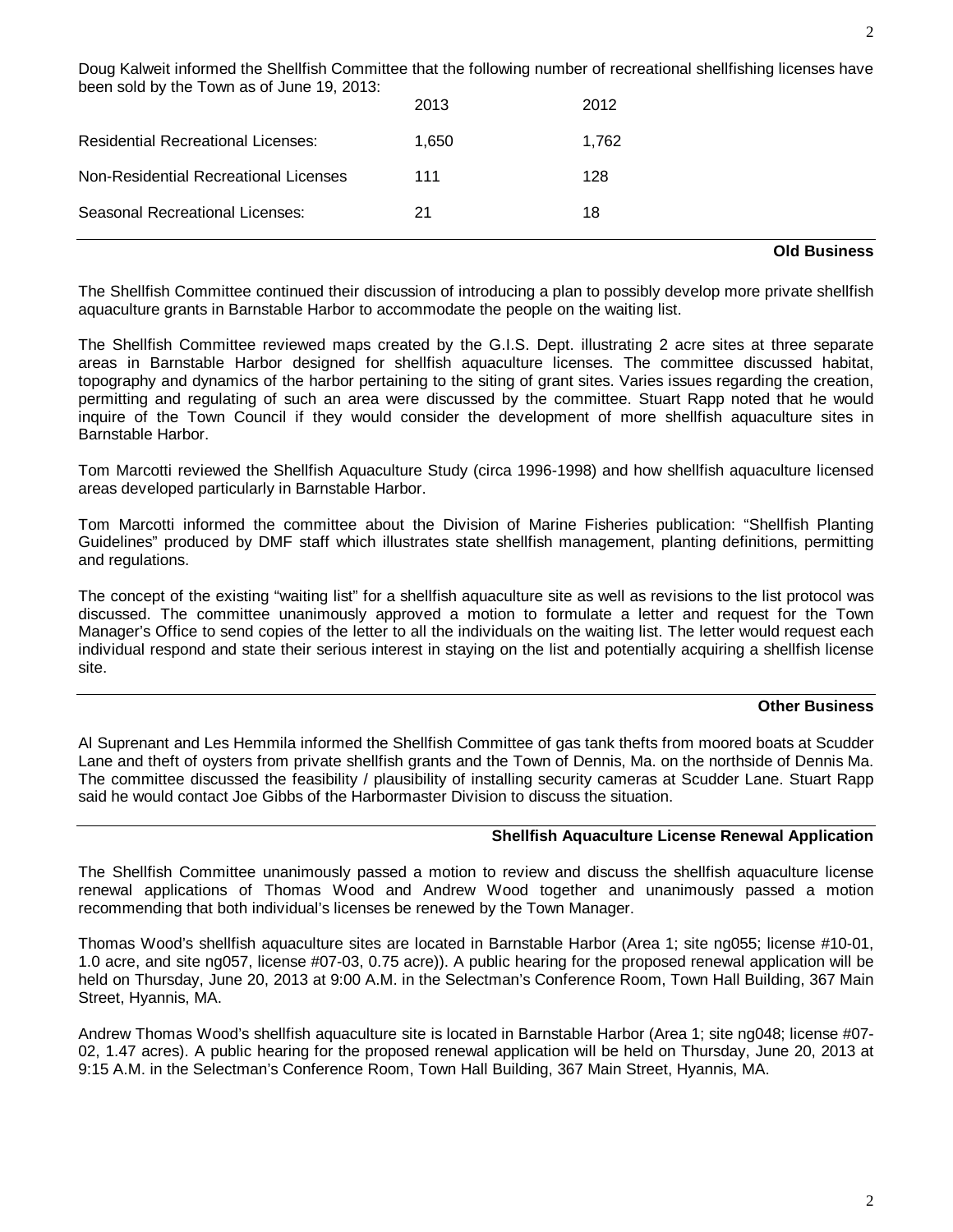Doug Kalweit informed the Shellfish Committee that the following number of recreational shellfishing licenses have been sold by the Town as of June 19, 2013:

| | 2013 | 2012 |
|---|---|---|
| Residential Recreational Licenses: | 1,650 | 1,762 |
| Non-Residential Recreational Licenses | 111 | 128 |
| Seasonal Recreational Licenses: | 21 | 18 |

**Old Business**

The Shellfish Committee continued their discussion of introducing a plan to possibly develop more private shellfish aquaculture grants in Barnstable Harbor to accommodate the people on the waiting list.

The Shellfish Committee reviewed maps created by the G.I.S. Dept. illustrating 2 acre sites at three separate areas in Barnstable Harbor designed for shellfish aquaculture licenses. The committee discussed habitat, topography and dynamics of the harbor pertaining to the siting of grant sites. Varies issues regarding the creation, permitting and regulating of such an area were discussed by the committee. Stuart Rapp noted that he would inquire of the Town Council if they would consider the development of more shellfish aquaculture sites in Barnstable Harbor.

Tom Marcotti reviewed the Shellfish Aquaculture Study (circa 1996-1998) and how shellfish aquaculture licensed areas developed particularly in Barnstable Harbor.

Tom Marcotti informed the committee about the Division of Marine Fisheries publication: "Shellfish Planting Guidelines" produced by DMF staff which illustrates state shellfish management, planting definitions, permitting and regulations.

The concept of the existing "waiting list" for a shellfish aquaculture site as well as revisions to the list protocol was discussed. The committee unanimously approved a motion to formulate a letter and request for the Town Manager's Office to send copies of the letter to all the individuals on the waiting list. The letter would request each individual respond and state their serious interest in staying on the list and potentially acquiring a shellfish license site.

**Other Business**

Al Suprenant and Les Hemmila informed the Shellfish Committee of gas tank thefts from moored boats at Scudder Lane and theft of oysters from private shellfish grants and the Town of Dennis, Ma. on the northside of Dennis Ma. The committee discussed the feasibility / plausibility of installing security cameras at Scudder Lane. Stuart Rapp said he would contact Joe Gibbs of the Harbormaster Division to discuss the situation.

**Shellfish Aquaculture License Renewal Application**

The Shellfish Committee unanimously passed a motion to review and discuss the shellfish aquaculture license renewal applications of Thomas Wood and Andrew Wood together and unanimously passed a motion recommending that both individual's licenses be renewed by the Town Manager.

Thomas Wood's shellfish aquaculture sites are located in Barnstable Harbor (Area 1; site ng055; license #10-01, 1.0 acre, and site ng057, license #07-03, 0.75 acre)). A public hearing for the proposed renewal application will be held on Thursday, June 20, 2013 at 9:00 A.M. in the Selectman's Conference Room, Town Hall Building, 367 Main Street, Hyannis, MA.

Andrew Thomas Wood's shellfish aquaculture site is located in Barnstable Harbor (Area 1; site ng048; license #07-02, 1.47 acres). A public hearing for the proposed renewal application will be held on Thursday, June 20, 2013 at 9:15 A.M. in the Selectman's Conference Room, Town Hall Building, 367 Main Street, Hyannis, MA.